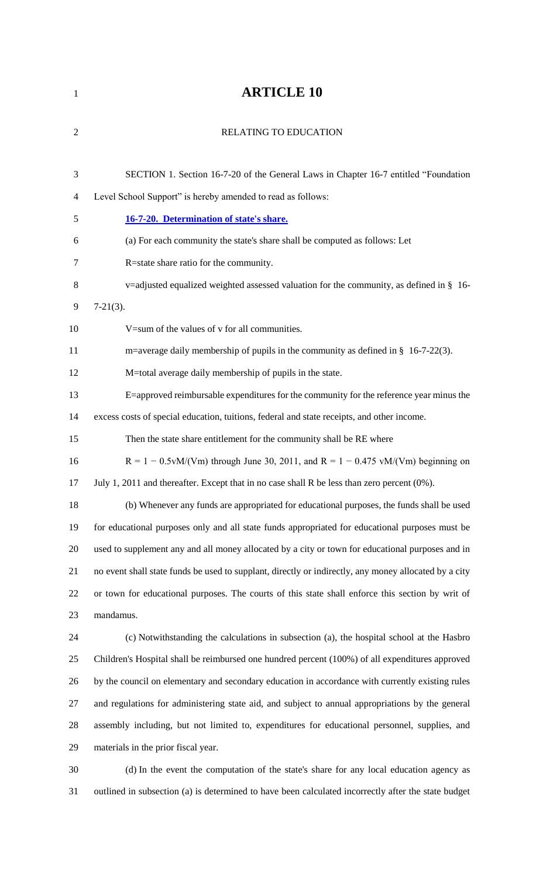# ARTICLE 10

## RELATING TO EDUCATION

SECTION 1. Section 16-7-20 of the General Laws in Chapter 16-7 entitled "Foundation Level School Support" is hereby amended to read as follows:

**16-7-20. Determination of state's share.**

(a) For each community the state's share shall be computed as follows: Let

R=state share ratio for the community.

v=adjusted equalized weighted assessed valuation for the community, as defined in § 16-7-21(3).

V=sum of the values of v for all communities.

m=average daily membership of pupils in the community as defined in § 16-7-22(3).

M=total average daily membership of pupils in the state.

E=approved reimbursable expenditures for the community for the reference year minus the excess costs of special education, tuitions, federal and state receipts, and other income.

Then the state share entitlement for the community shall be RE where

$R = 1 - 0.5vM/(Vm)$ through June 30, 2011, and $R = 1 - 0.475\ vM/(Vm)$ beginning on July 1, 2011 and thereafter. Except that in no case shall R be less than zero percent (0%).

(b) Whenever any funds are appropriated for educational purposes, the funds shall be used for educational purposes only and all state funds appropriated for educational purposes must be used to supplement any and all money allocated by a city or town for educational purposes and in no event shall state funds be used to supplant, directly or indirectly, any money allocated by a city or town for educational purposes. The courts of this state shall enforce this section by writ of mandamus.

(c) Notwithstanding the calculations in subsection (a), the hospital school at the Hasbro Children's Hospital shall be reimbursed one hundred percent (100%) of all expenditures approved by the council on elementary and secondary education in accordance with currently existing rules and regulations for administering state aid, and subject to annual appropriations by the general assembly including, but not limited to, expenditures for educational personnel, supplies, and materials in the prior fiscal year.

(d) In the event the computation of the state's share for any local education agency as outlined in subsection (a) is determined to have been calculated incorrectly after the state budget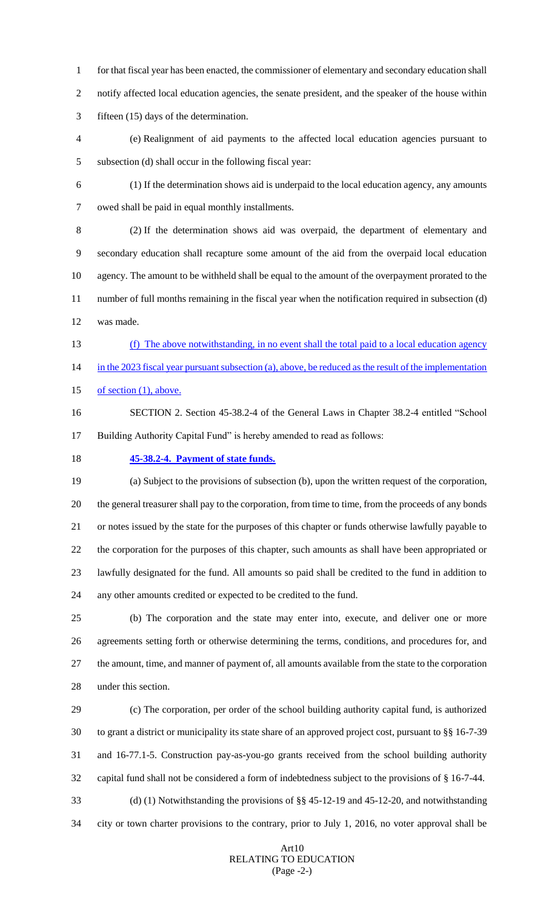for that fiscal year has been enacted, the commissioner of elementary and secondary education shall notify affected local education agencies, the senate president, and the speaker of the house within fifteen (15) days of the determination.

(e) Realignment of aid payments to the affected local education agencies pursuant to subsection (d) shall occur in the following fiscal year:

(1) If the determination shows aid is underpaid to the local education agency, any amounts owed shall be paid in equal monthly installments.

(2) If the determination shows aid was overpaid, the department of elementary and secondary education shall recapture some amount of the aid from the overpaid local education agency. The amount to be withheld shall be equal to the amount of the overpayment prorated to the number of full months remaining in the fiscal year when the notification required in subsection (d) was made.

(f) The above notwithstanding, in no event shall the total paid to a local education agency in the 2023 fiscal year pursuant subsection (a), above, be reduced as the result of the implementation of section (1), above.

SECTION 2. Section 45-38.2-4 of the General Laws in Chapter 38.2-4 entitled "School Building Authority Capital Fund" is hereby amended to read as follows:

**45-38.2-4. Payment of state funds.**

(a) Subject to the provisions of subsection (b), upon the written request of the corporation, the general treasurer shall pay to the corporation, from time to time, from the proceeds of any bonds or notes issued by the state for the purposes of this chapter or funds otherwise lawfully payable to the corporation for the purposes of this chapter, such amounts as shall have been appropriated or lawfully designated for the fund. All amounts so paid shall be credited to the fund in addition to any other amounts credited or expected to be credited to the fund.

(b) The corporation and the state may enter into, execute, and deliver one or more agreements setting forth or otherwise determining the terms, conditions, and procedures for, and the amount, time, and manner of payment of, all amounts available from the state to the corporation under this section.

(c) The corporation, per order of the school building authority capital fund, is authorized to grant a district or municipality its state share of an approved project cost, pursuant to §§ 16-7-39 and 16-77.1-5. Construction pay-as-you-go grants received from the school building authority capital fund shall not be considered a form of indebtedness subject to the provisions of § 16-7-44.

(d) (1) Notwithstanding the provisions of §§ 45-12-19 and 45-12-20, and notwithstanding city or town charter provisions to the contrary, prior to July 1, 2016, no voter approval shall be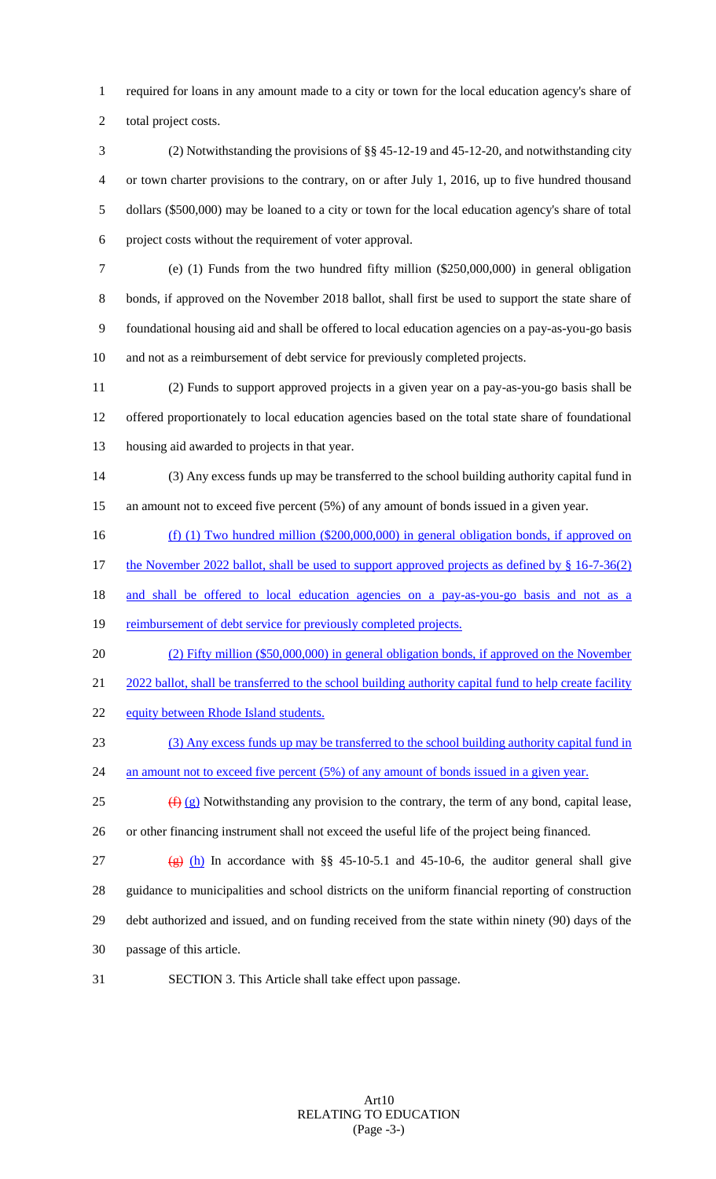required for loans in any amount made to a city or town for the local education agency's share of total project costs.

(2) Notwithstanding the provisions of §§ 45-12-19 and 45-12-20, and notwithstanding city or town charter provisions to the contrary, on or after July 1, 2016, up to five hundred thousand dollars ($500,000) may be loaned to a city or town for the local education agency's share of total project costs without the requirement of voter approval.

(e) (1) Funds from the two hundred fifty million ($250,000,000) in general obligation bonds, if approved on the November 2018 ballot, shall first be used to support the state share of foundational housing aid and shall be offered to local education agencies on a pay-as-you-go basis and not as a reimbursement of debt service for previously completed projects.

(2) Funds to support approved projects in a given year on a pay-as-you-go basis shall be offered proportionately to local education agencies based on the total state share of foundational housing aid awarded to projects in that year.

(3) Any excess funds up may be transferred to the school building authority capital fund in an amount not to exceed five percent (5%) of any amount of bonds issued in a given year.

(f) (1) Two hundred million ($200,000,000) in general obligation bonds, if approved on the November 2022 ballot, shall be used to support approved projects as defined by § 16-7-36(2) and shall be offered to local education agencies on a pay-as-you-go basis and not as a reimbursement of debt service for previously completed projects.

(2) Fifty million ($50,000,000) in general obligation bonds, if approved on the November 2022 ballot, shall be transferred to the school building authority capital fund to help create facility equity between Rhode Island students.

(3) Any excess funds up may be transferred to the school building authority capital fund in an amount not to exceed five percent (5%) of any amount of bonds issued in a given year.

~~(f)~~ (g) Notwithstanding any provision to the contrary, the term of any bond, capital lease, or other financing instrument shall not exceed the useful life of the project being financed.

~~(g)~~ (h) In accordance with §§ 45-10-5.1 and 45-10-6, the auditor general shall give guidance to municipalities and school districts on the uniform financial reporting of construction debt authorized and issued, and on funding received from the state within ninety (90) days of the passage of this article.

SECTION 3. This Article shall take effect upon passage.